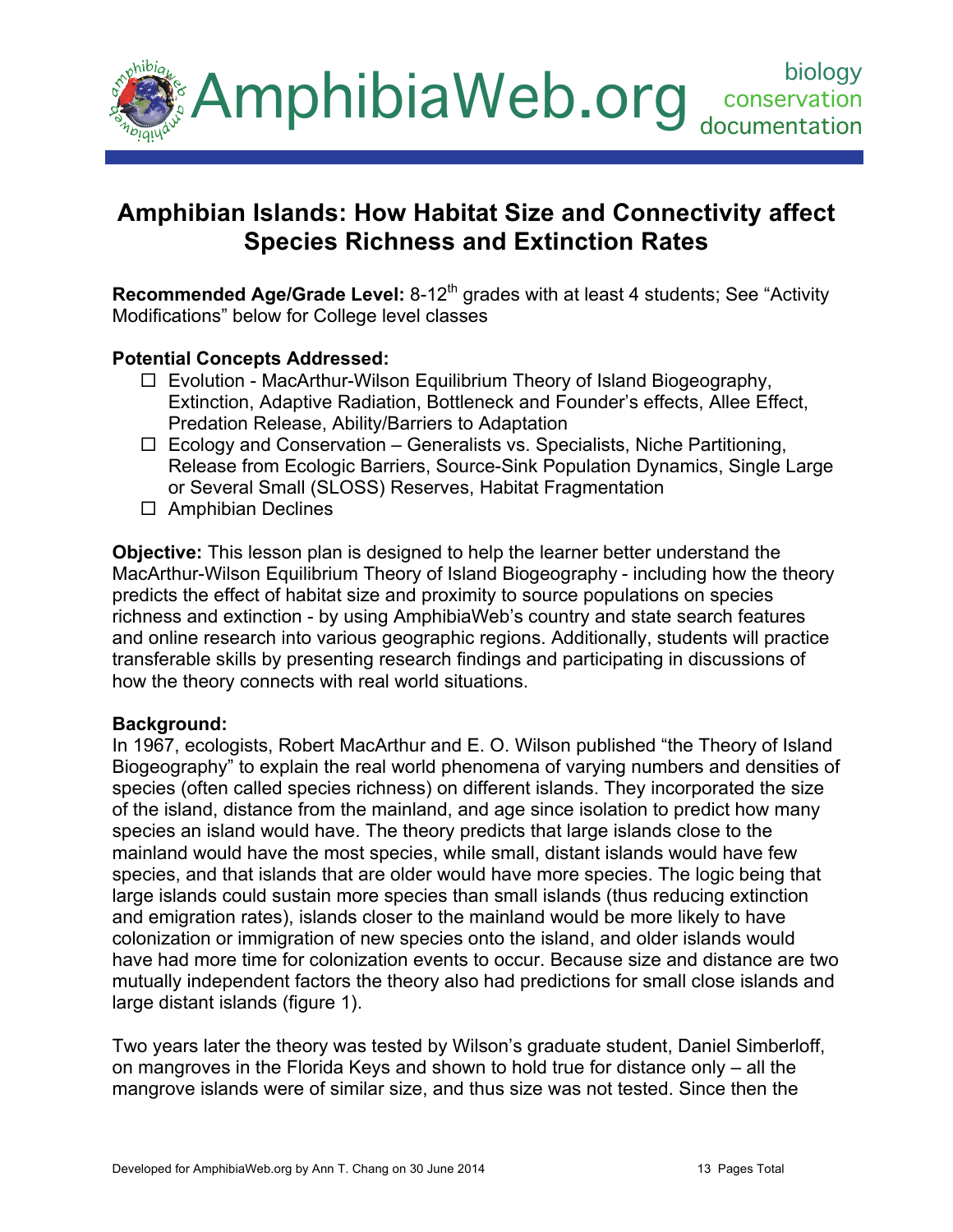AmphibiaWeb.org — biology, conservation, documentation

# Amphibian Islands: How Habitat Size and Connectivity affect Species Richness and Extinction Rates

**Recommended Age/Grade Level:** 8-12$^{th}$ grades with at least 4 students; See "Activity Modifications" below for College level classes

**Potential Concepts Addressed:**

- ☐ Evolution - MacArthur-Wilson Equilibrium Theory of Island Biogeography, Extinction, Adaptive Radiation, Bottleneck and Founder's effects, Allee Effect, Predation Release, Ability/Barriers to Adaptation
- ☐ Ecology and Conservation – Generalists vs. Specialists, Niche Partitioning, Release from Ecologic Barriers, Source-Sink Population Dynamics, Single Large or Several Small (SLOSS) Reserves, Habitat Fragmentation
- ☐ Amphibian Declines

**Objective:** This lesson plan is designed to help the learner better understand the MacArthur-Wilson Equilibrium Theory of Island Biogeography - including how the theory predicts the effect of habitat size and proximity to source populations on species richness and extinction - by using AmphibiaWeb's country and state search features and online research into various geographic regions. Additionally, students will practice transferable skills by presenting research findings and participating in discussions of how the theory connects with real world situations.

**Background:**

In 1967, ecologists, Robert MacArthur and E. O. Wilson published "the Theory of Island Biogeography" to explain the real world phenomena of varying numbers and densities of species (often called species richness) on different islands. They incorporated the size of the island, distance from the mainland, and age since isolation to predict how many species an island would have. The theory predicts that large islands close to the mainland would have the most species, while small, distant islands would have few species, and that islands that are older would have more species. The logic being that large islands could sustain more species than small islands (thus reducing extinction and emigration rates), islands closer to the mainland would be more likely to have colonization or immigration of new species onto the island, and older islands would have had more time for colonization events to occur. Because size and distance are two mutually independent factors the theory also had predictions for small close islands and large distant islands (figure 1).

Two years later the theory was tested by Wilson's graduate student, Daniel Simberloff, on mangroves in the Florida Keys and shown to hold true for distance only – all the mangrove islands were of similar size, and thus size was not tested. Since then the

Developed for AmphibiaWeb.org by Ann T. Chang on 30 June 2014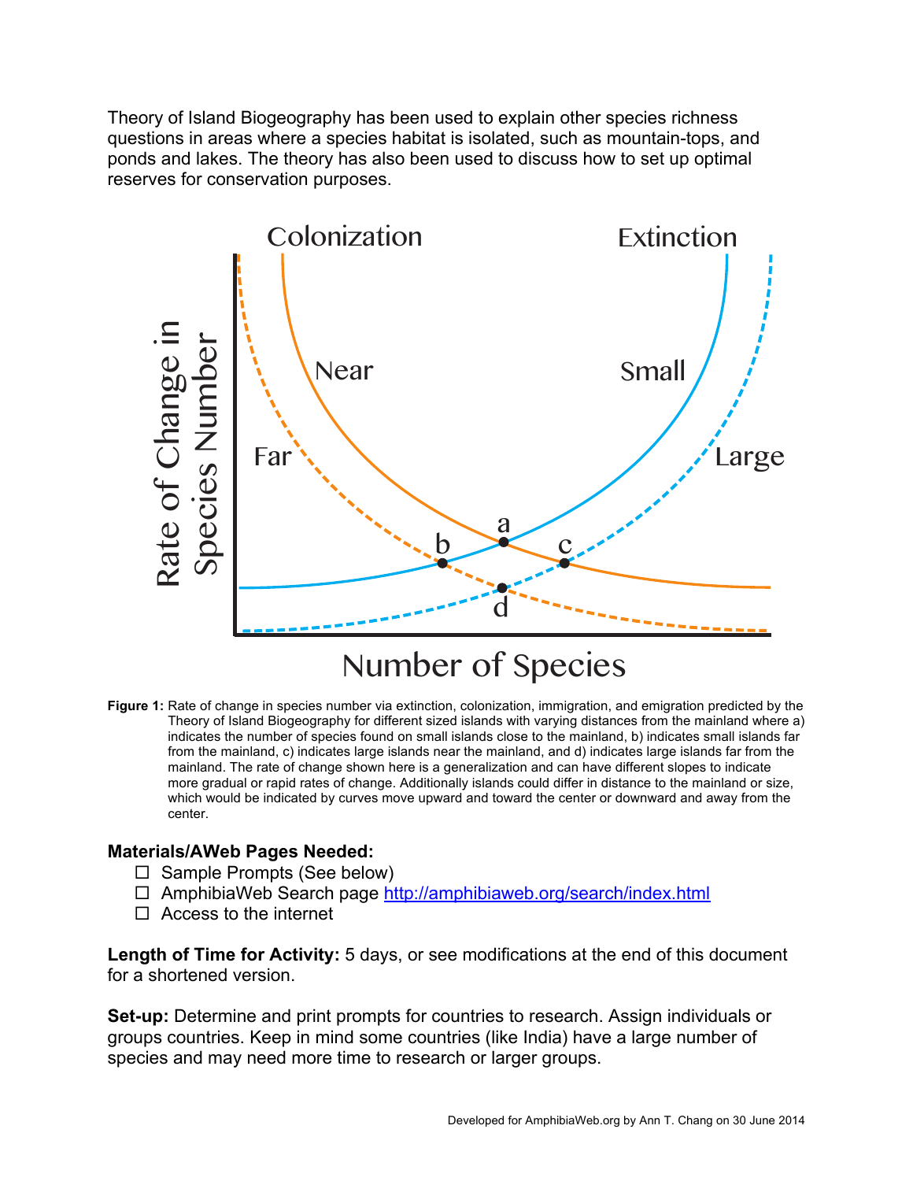Theory of Island Biogeography has been used to explain other species richness questions in areas where a species habitat is isolated, such as mountain-tops, and ponds and lakes. The theory has also been used to discuss how to set up optimal reserves for conservation purposes.

**Figure 1:** Rate of change in species number via extinction, colonization, immigration, and emigration predicted by the Theory of Island Biogeography for different sized islands with varying distances from the mainland where a) indicates the number of species found on small islands close to the mainland, b) indicates small islands far from the mainland, c) indicates large islands near the mainland, and d) indicates large islands far from the mainland. The rate of change shown here is a generalization and can have different slopes to indicate more gradual or rapid rates of change. Additionally islands could differ in distance to the mainland or size, which would be indicated by curves move upward and toward the center or downward and away from the center.

**Materials/AWeb Pages Needed:**

- ☐ Sample Prompts (See below)
- ☐ AmphibiaWeb Search page http://amphibiaweb.org/search/index.html
- ☐ Access to the internet

**Length of Time for Activity:** 5 days, or see modifications at the end of this document for a shortened version.

**Set-up:** Determine and print prompts for countries to research. Assign individuals or groups countries. Keep in mind some countries (like India) have a large number of species and may need more time to research or larger groups.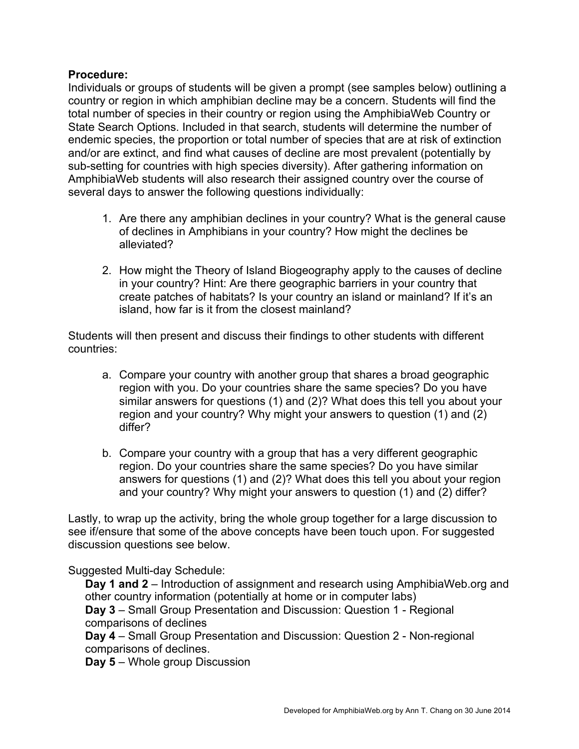**Procedure:**

Individuals or groups of students will be given a prompt (see samples below) outlining a country or region in which amphibian decline may be a concern. Students will find the total number of species in their country or region using the AmphibiaWeb Country or State Search Options. Included in that search, students will determine the number of endemic species, the proportion or total number of species that are at risk of extinction and/or are extinct, and find what causes of decline are most prevalent (potentially by sub-setting for countries with high species diversity). After gathering information on AmphibiaWeb students will also research their assigned country over the course of several days to answer the following questions individually:

1. Are there any amphibian declines in your country? What is the general cause of declines in Amphibians in your country? How might the declines be alleviated?

2. How might the Theory of Island Biogeography apply to the causes of decline in your country? Hint: Are there geographic barriers in your country that create patches of habitats? Is your country an island or mainland? If it's an island, how far is it from the closest mainland?

Students will then present and discuss their findings to other students with different countries:

a. Compare your country with another group that shares a broad geographic region with you. Do your countries share the same species? Do you have similar answers for questions (1) and (2)? What does this tell you about your region and your country? Why might your answers to question (1) and (2) differ?

b. Compare your country with a group that has a very different geographic region. Do your countries share the same species? Do you have similar answers for questions (1) and (2)? What does this tell you about your region and your country? Why might your answers to question (1) and (2) differ?

Lastly, to wrap up the activity, bring the whole group together for a large discussion to see if/ensure that some of the above concepts have been touch upon. For suggested discussion questions see below.

Suggested Multi-day Schedule:

**Day 1 and 2** – Introduction of assignment and research using AmphibiaWeb.org and other country information (potentially at home or in computer labs)
**Day 3** – Small Group Presentation and Discussion: Question 1 - Regional comparisons of declines
**Day 4** – Small Group Presentation and Discussion: Question 2 - Non-regional comparisons of declines.
**Day 5** – Whole group Discussion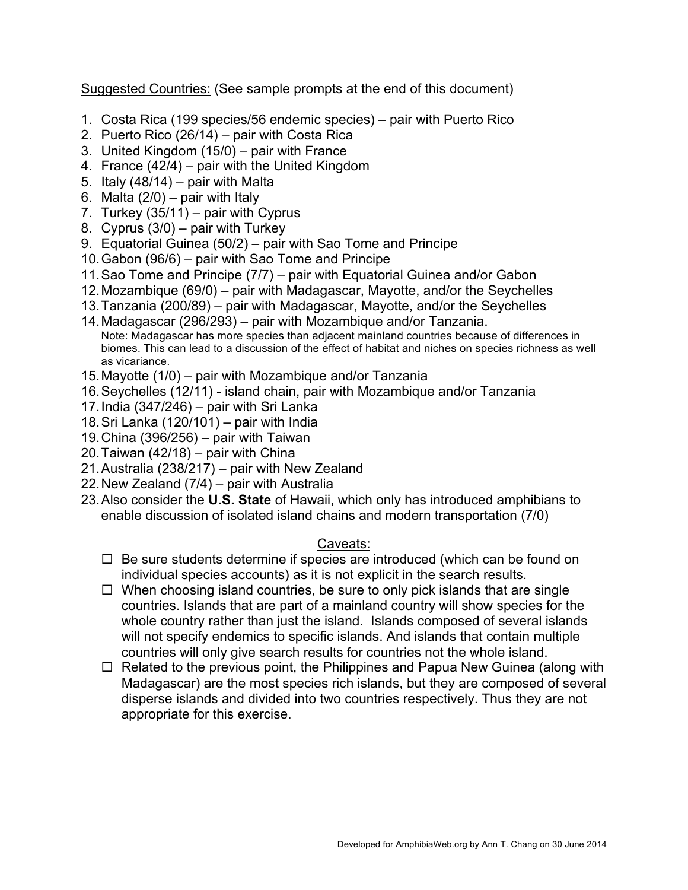<u>Suggested Countries:</u> (See sample prompts at the end of this document)

1. Costa Rica (199 species/56 endemic species) – pair with Puerto Rico
2. Puerto Rico (26/14) – pair with Costa Rica
3. United Kingdom (15/0) – pair with France
4. France (42/4) – pair with the United Kingdom
5. Italy (48/14) – pair with Malta
6. Malta (2/0) – pair with Italy
7. Turkey (35/11) – pair with Cyprus
8. Cyprus (3/0) – pair with Turkey
9. Equatorial Guinea (50/2) – pair with Sao Tome and Principe
10. Gabon (96/6) – pair with Sao Tome and Principe
11. Sao Tome and Principe (7/7) – pair with Equatorial Guinea and/or Gabon
12. Mozambique (69/0) – pair with Madagascar, Mayotte, and/or the Seychelles
13. Tanzania (200/89) – pair with Madagascar, Mayotte, and/or the Seychelles
14. Madagascar (296/293) – pair with Mozambique and/or Tanzania.
    Note: Madagascar has more species than adjacent mainland countries because of differences in biomes. This can lead to a discussion of the effect of habitat and niches on species richness as well as vicariance.
15. Mayotte (1/0) – pair with Mozambique and/or Tanzania
16. Seychelles (12/11) - island chain, pair with Mozambique and/or Tanzania
17. India (347/246) – pair with Sri Lanka
18. Sri Lanka (120/101) – pair with India
19. China (396/256) – pair with Taiwan
20. Taiwan (42/18) – pair with China
21. Australia (238/217) – pair with New Zealand
22. New Zealand (7/4) – pair with Australia
23. Also consider the **U.S. State** of Hawaii, which only has introduced amphibians to enable discussion of isolated island chains and modern transportation (7/0)

<u>Caveats:</u>

- ☐ Be sure students determine if species are introduced (which can be found on individual species accounts) as it is not explicit in the search results.
- ☐ When choosing island countries, be sure to only pick islands that are single countries. Islands that are part of a mainland country will show species for the whole country rather than just the island. Islands composed of several islands will not specify endemics to specific islands. And islands that contain multiple countries will only give search results for countries not the whole island.
- ☐ Related to the previous point, the Philippines and Papua New Guinea (along with Madagascar) are the most species rich islands, but they are composed of several disperse islands and divided into two countries respectively. Thus they are not appropriate for this exercise.

Developed for AmphibiaWeb.org by Ann T. Chang on 30 June 2014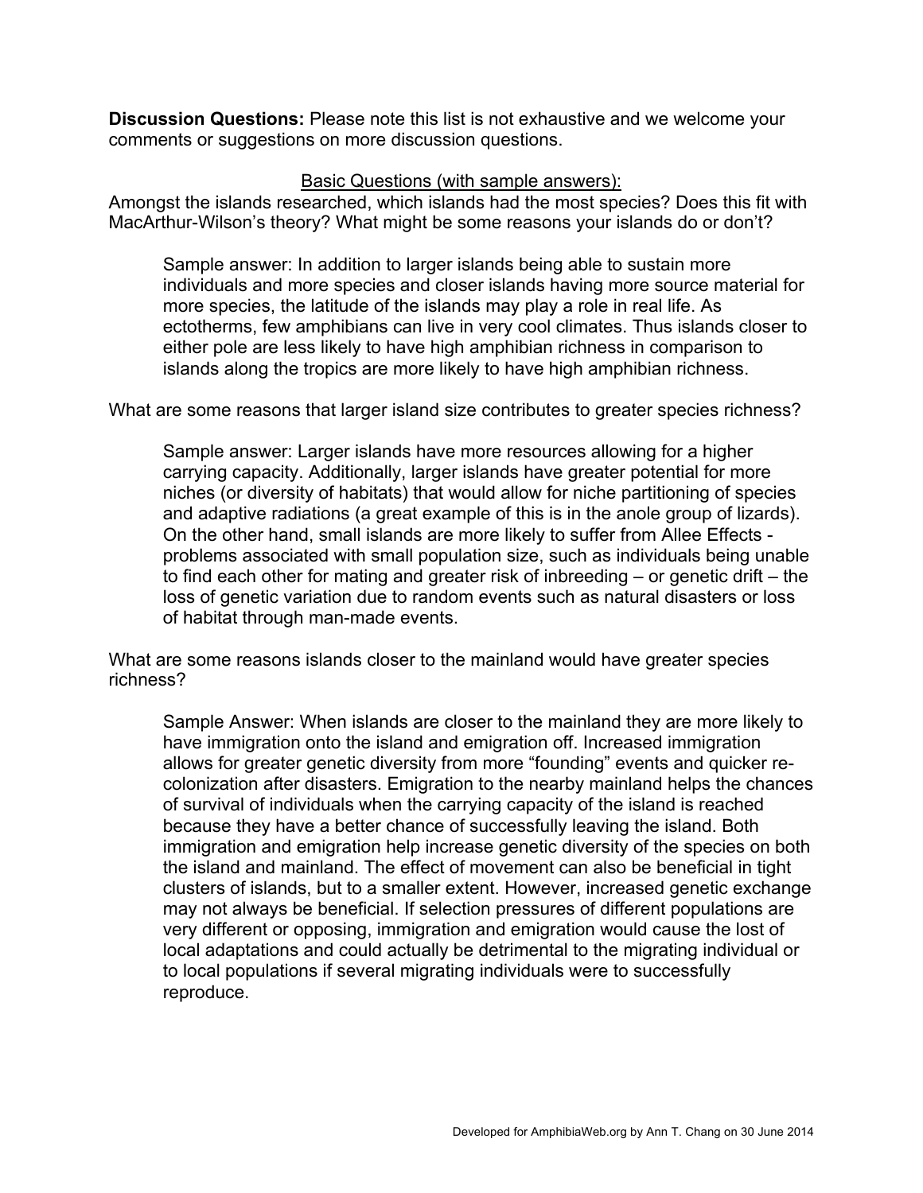**Discussion Questions:** Please note this list is not exhaustive and we welcome your comments or suggestions on more discussion questions.

<u>Basic Questions (with sample answers):</u>

Amongst the islands researched, which islands had the most species? Does this fit with MacArthur-Wilson's theory? What might be some reasons your islands do or don't?

> Sample answer: In addition to larger islands being able to sustain more individuals and more species and closer islands having more source material for more species, the latitude of the islands may play a role in real life. As ectotherms, few amphibians can live in very cool climates. Thus islands closer to either pole are less likely to have high amphibian richness in comparison to islands along the tropics are more likely to have high amphibian richness.

What are some reasons that larger island size contributes to greater species richness?

> Sample answer: Larger islands have more resources allowing for a higher carrying capacity. Additionally, larger islands have greater potential for more niches (or diversity of habitats) that would allow for niche partitioning of species and adaptive radiations (a great example of this is in the anole group of lizards). On the other hand, small islands are more likely to suffer from Allee Effects - problems associated with small population size, such as individuals being unable to find each other for mating and greater risk of inbreeding – or genetic drift – the loss of genetic variation due to random events such as natural disasters or loss of habitat through man-made events.

What are some reasons islands closer to the mainland would have greater species richness?

> Sample Answer: When islands are closer to the mainland they are more likely to have immigration onto the island and emigration off. Increased immigration allows for greater genetic diversity from more "founding" events and quicker re-colonization after disasters. Emigration to the nearby mainland helps the chances of survival of individuals when the carrying capacity of the island is reached because they have a better chance of successfully leaving the island. Both immigration and emigration help increase genetic diversity of the species on both the island and mainland. The effect of movement can also be beneficial in tight clusters of islands, but to a smaller extent. However, increased genetic exchange may not always be beneficial. If selection pressures of different populations are very different or opposing, immigration and emigration would cause the lost of local adaptations and could actually be detrimental to the migrating individual or to local populations if several migrating individuals were to successfully reproduce.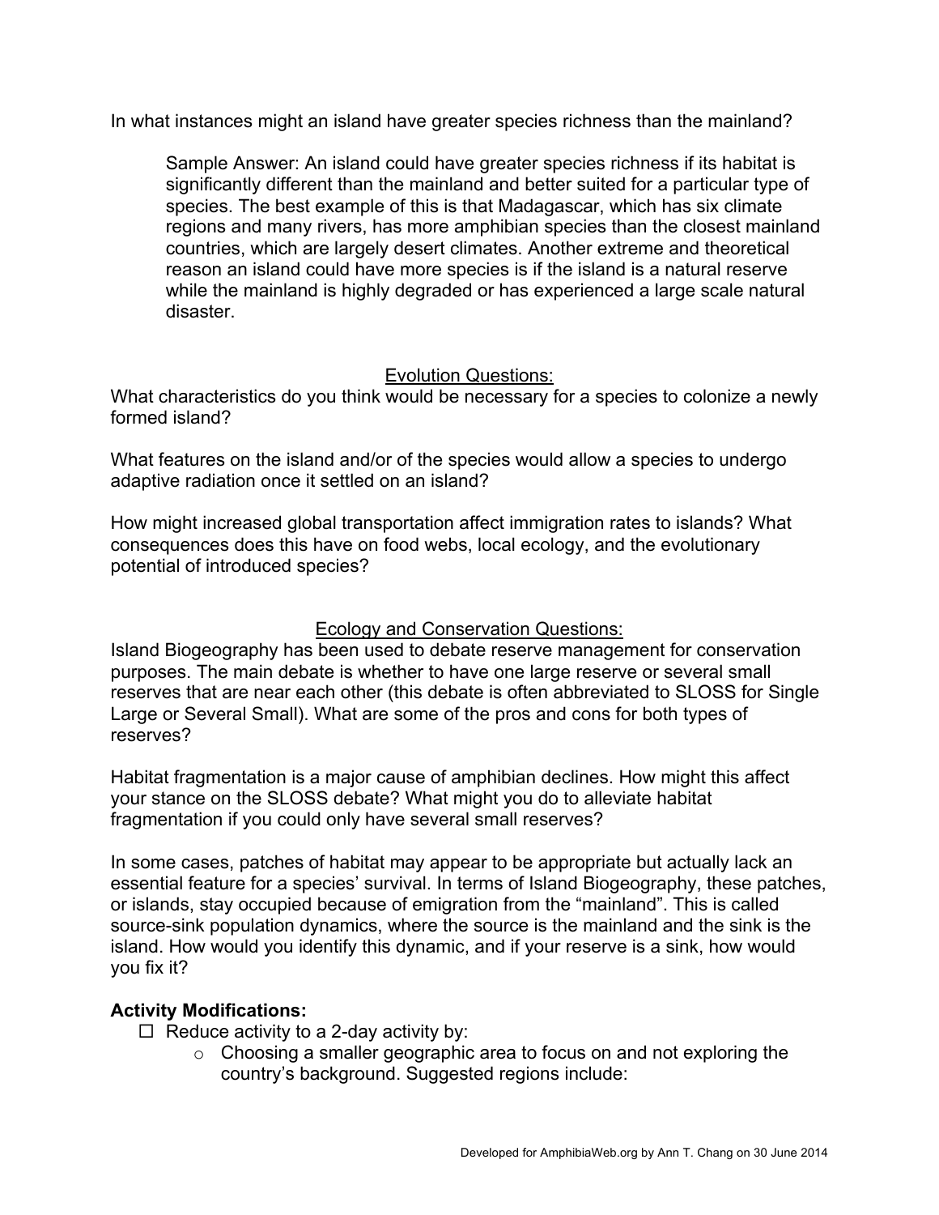In what instances might an island have greater species richness than the mainland?

> Sample Answer: An island could have greater species richness if its habitat is significantly different than the mainland and better suited for a particular type of species. The best example of this is that Madagascar, which has six climate regions and many rivers, has more amphibian species than the closest mainland countries, which are largely desert climates. Another extreme and theoretical reason an island could have more species is if the island is a natural reserve while the mainland is highly degraded or has experienced a large scale natural disaster.

## Evolution Questions:

What characteristics do you think would be necessary for a species to colonize a newly formed island?

What features on the island and/or of the species would allow a species to undergo adaptive radiation once it settled on an island?

How might increased global transportation affect immigration rates to islands? What consequences does this have on food webs, local ecology, and the evolutionary potential of introduced species?

## Ecology and Conservation Questions:

Island Biogeography has been used to debate reserve management for conservation purposes. The main debate is whether to have one large reserve or several small reserves that are near each other (this debate is often abbreviated to SLOSS for Single Large or Several Small). What are some of the pros and cons for both types of reserves?

Habitat fragmentation is a major cause of amphibian declines. How might this affect your stance on the SLOSS debate? What might you do to alleviate habitat fragmentation if you could only have several small reserves?

In some cases, patches of habitat may appear to be appropriate but actually lack an essential feature for a species' survival. In terms of Island Biogeography, these patches, or islands, stay occupied because of emigration from the "mainland". This is called source-sink population dynamics, where the source is the mainland and the sink is the island. How would you identify this dynamic, and if your reserve is a sink, how would you fix it?

**Activity Modifications:**

- ☐ Reduce activity to a 2-day activity by:
  - Choosing a smaller geographic area to focus on and not exploring the country's background. Suggested regions include: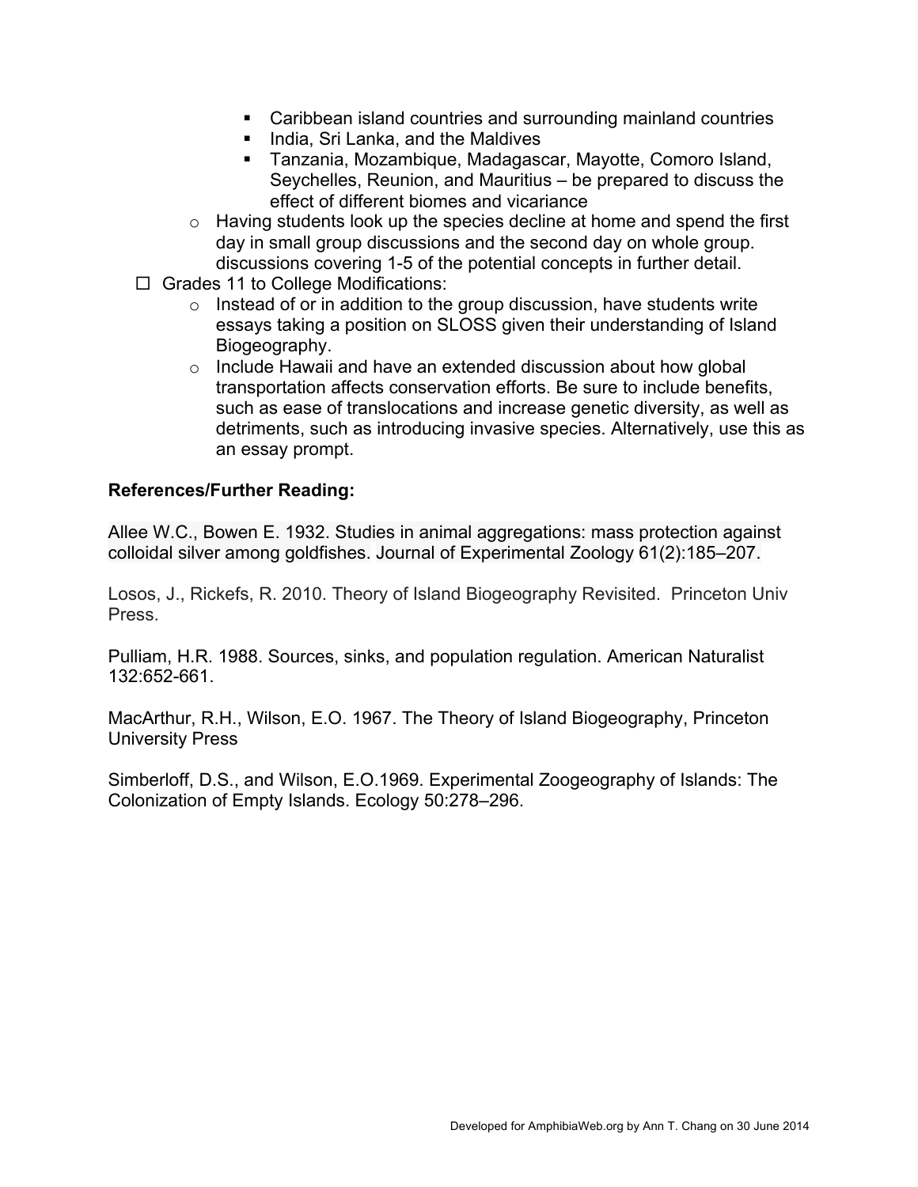- Caribbean island countries and surrounding mainland countries
    - India, Sri Lanka, and the Madagives
    - Tanzania, Mozambique, Madagascar, Mayotte, Comoro Island, Seychelles, Reunion, and Mauritius – be prepared to discuss the effect of different biomes and vicariance
  - Having students look up the species decline at home and spend the first day in small group discussions and the second day on whole group. discussions covering 1-5 of the potential concepts in further detail.
- ☐ Grades 11 to College Modifications:
  - Instead of or in addition to the group discussion, have students write essays taking a position on SLOSS given their understanding of Island Biogeography.
  - Include Hawaii and have an extended discussion about how global transportation affects conservation efforts. Be sure to include benefits, such as ease of translocations and increase genetic diversity, as well as detriments, such as introducing invasive species. Alternatively, use this as an essay prompt.

**References/Further Reading:**

Allee W.C., Bowen E. 1932. Studies in animal aggregations: mass protection against colloidal silver among goldfishes. Journal of Experimental Zoology 61(2):185–207.

Losos, J., Rickefs, R. 2010. Theory of Island Biogeography Revisited. Princeton Univ Press.

Pulliam, H.R. 1988. Sources, sinks, and population regulation. American Naturalist 132:652-661.

MacArthur, R.H., Wilson, E.O. 1967. The Theory of Island Biogeography, Princeton University Press

Simberloff, D.S., and Wilson, E.O.1969. Experimental Zoogeography of Islands: The Colonization of Empty Islands. Ecology 50:278–296.

Developed for AmphibiaWeb.org by Ann T. Chang on 30 June 2014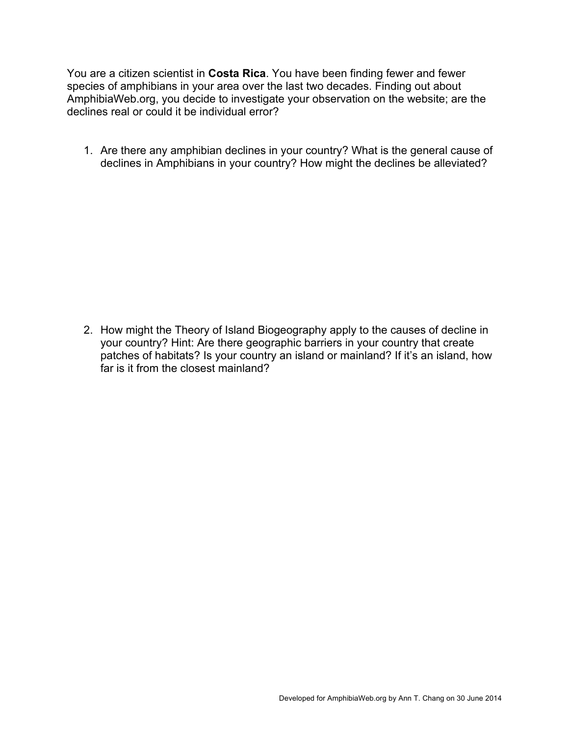You are a citizen scientist in **Costa Rica**. You have been finding fewer and fewer species of amphibians in your area over the last two decades. Finding out about AmphibiaWeb.org, you decide to investigate your observation on the website; are the declines real or could it be individual error?

1. Are there any amphibian declines in your country? What is the general cause of declines in Amphibians in your country? How might the declines be alleviated?

2. How might the Theory of Island Biogeography apply to the causes of decline in your country? Hint: Are there geographic barriers in your country that create patches of habitats? Is your country an island or mainland? If it's an island, how far is it from the closest mainland?

Developed for AmphibiaWeb.org by Ann T. Chang on 30 June 2014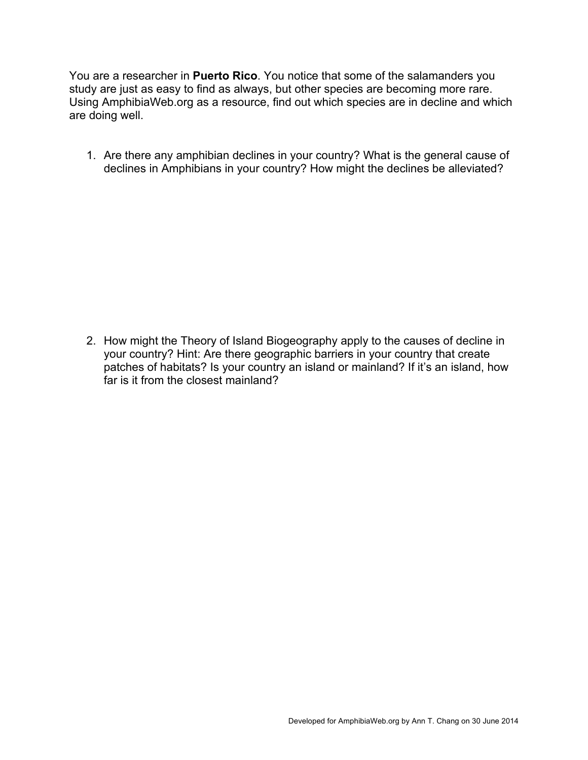You are a researcher in **Puerto Rico**. You notice that some of the salamanders you study are just as easy to find as always, but other species are becoming more rare. Using AmphibiaWeb.org as a resource, find out which species are in decline and which are doing well.

1. Are there any amphibian declines in your country? What is the general cause of declines in Amphibians in your country? How might the declines be alleviated?

2. How might the Theory of Island Biogeography apply to the causes of decline in your country? Hint: Are there geographic barriers in your country that create patches of habitats? Is your country an island or mainland? If it's an island, how far is it from the closest mainland?

Developed for AmphibiaWeb.org by Ann T. Chang on 30 June 2014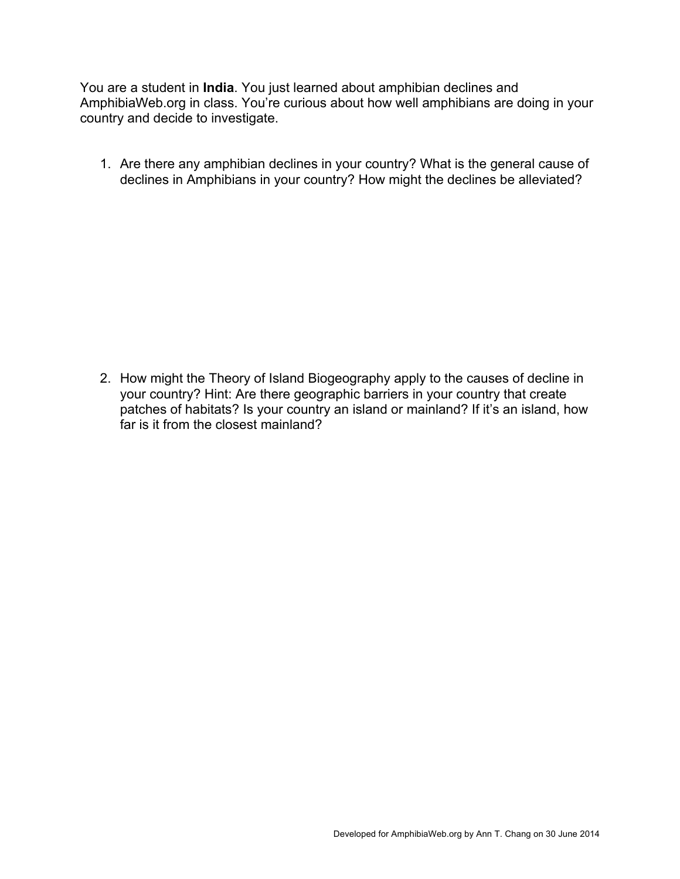You are a student in **India**. You just learned about amphibian declines and AmphibiaWeb.org in class. You're curious about how well amphibians are doing in your country and decide to investigate.

1. Are there any amphibian declines in your country? What is the general cause of declines in Amphibians in your country? How might the declines be alleviated?

2. How might the Theory of Island Biogeography apply to the causes of decline in your country? Hint: Are there geographic barriers in your country that create patches of habitats? Is your country an island or mainland? If it's an island, how far is it from the closest mainland?

Developed for AmphibiaWeb.org by Ann T. Chang on 30 June 2014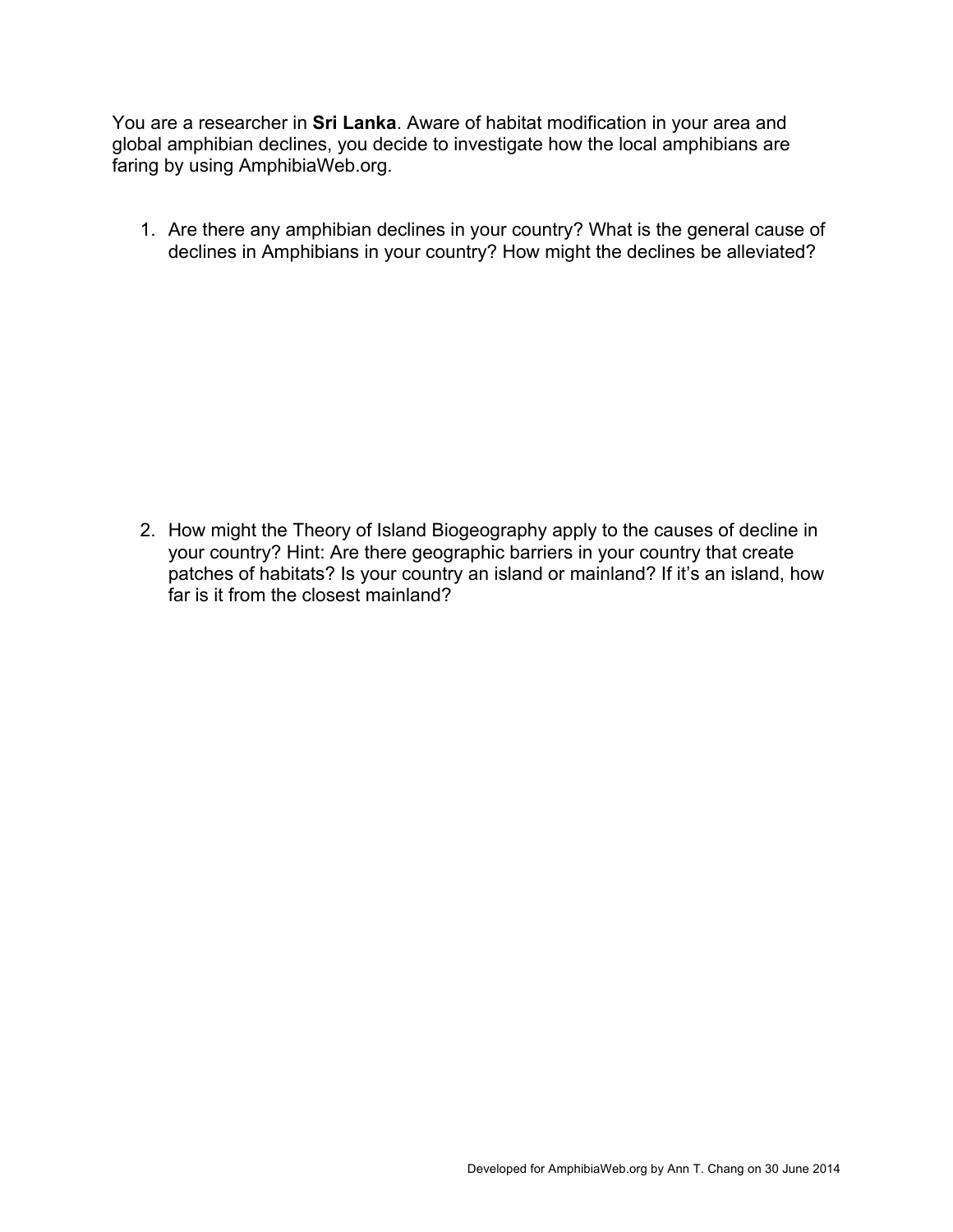You are a researcher in **Sri Lanka**. Aware of habitat modification in your area and global amphibian declines, you decide to investigate how the local amphibians are faring by using AmphibiaWeb.org.

1. Are there any amphibian declines in your country? What is the general cause of declines in Amphibians in your country? How might the declines be alleviated?

2. How might the Theory of Island Biogeography apply to the causes of decline in your country? Hint: Are there geographic barriers in your country that create patches of habitats? Is your country an island or mainland? If it's an island, how far is it from the closest mainland?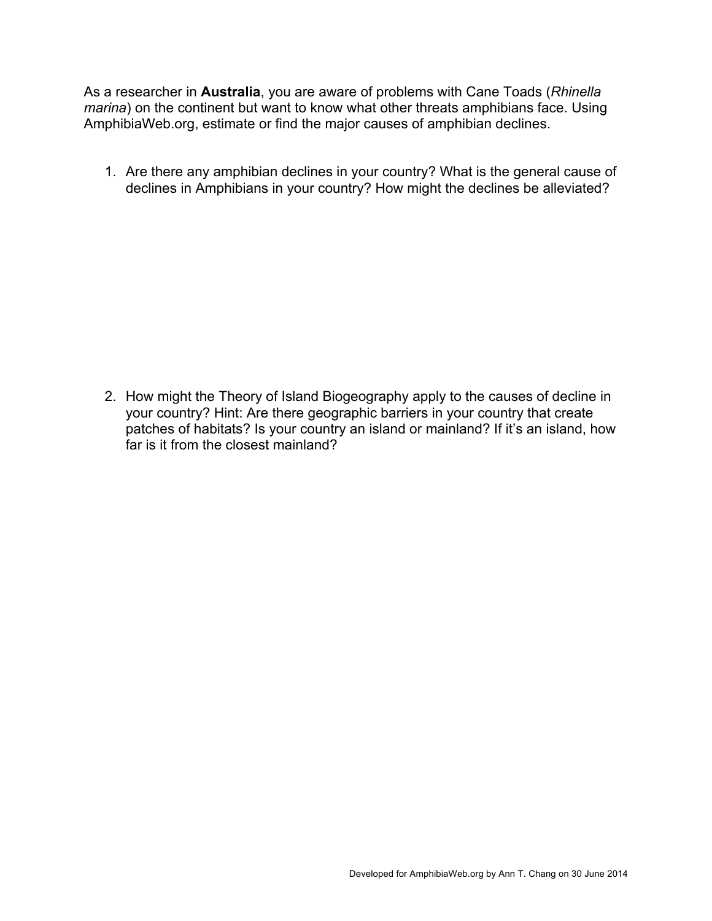As a researcher in **Australia**, you are aware of problems with Cane Toads (*Rhinella marina*) on the continent but want to know what other threats amphibians face. Using AmphibiaWeb.org, estimate or find the major causes of amphibian declines.

1. Are there any amphibian declines in your country? What is the general cause of declines in Amphibians in your country? How might the declines be alleviated?

2. How might the Theory of Island Biogeography apply to the causes of decline in your country? Hint: Are there geographic barriers in your country that create patches of habitats? Is your country an island or mainland? If it's an island, how far is it from the closest mainland?

Developed for AmphibiaWeb.org by Ann T. Chang on 30 June 2014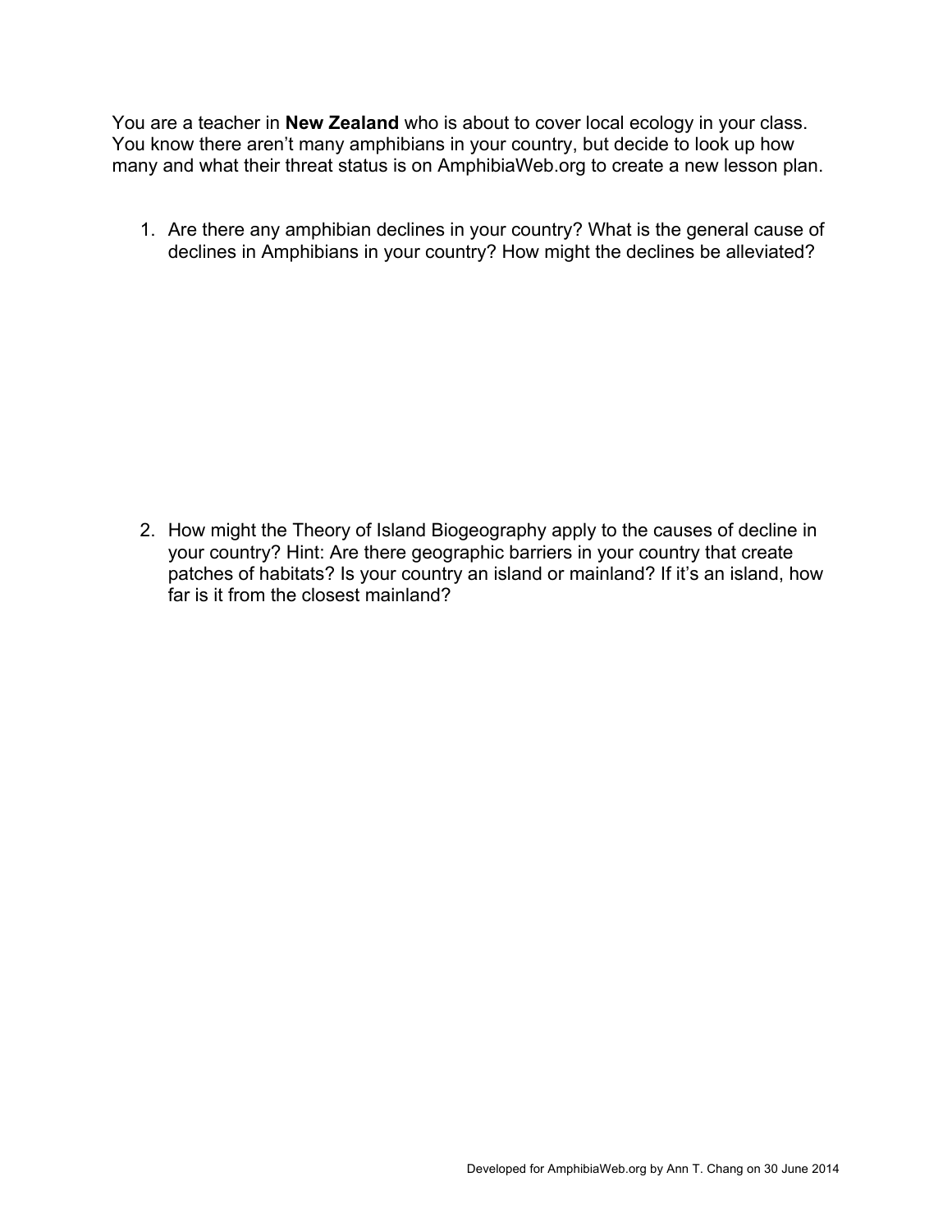You are a teacher in **New Zealand** who is about to cover local ecology in your class. You know there aren't many amphibians in your country, but decide to look up how many and what their threat status is on AmphibiaWeb.org to create a new lesson plan.

1. Are there any amphibian declines in your country? What is the general cause of declines in Amphibians in your country? How might the declines be alleviated?

2. How might the Theory of Island Biogeography apply to the causes of decline in your country? Hint: Are there geographic barriers in your country that create patches of habitats? Is your country an island or mainland? If it's an island, how far is it from the closest mainland?

Developed for AmphibiaWeb.org by Ann T. Chang on 30 June 2014